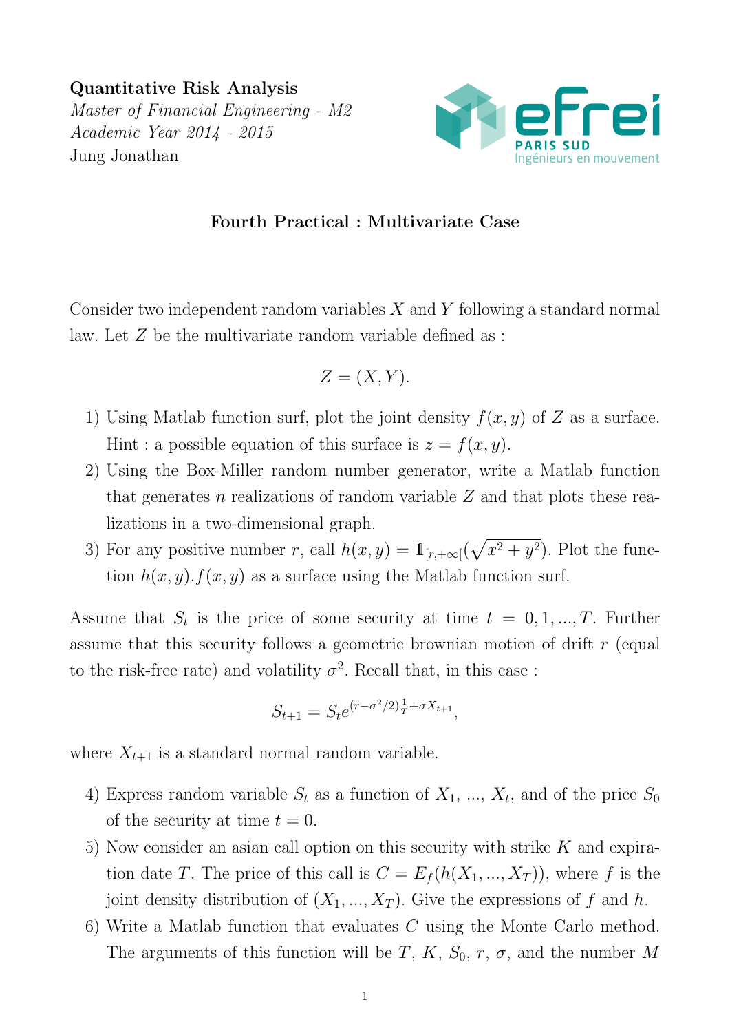**Quantitative Risk Analysis**
*Master of Financial Engineering - M2*
*Academic Year 2014 - 2015*
Jung Jonathan

### Fourth Practical : Multivariate Case

Consider two independent random variables $X$ and $Y$ following a standard normal law. Let $Z$ be the multivariate random variable defined as :

$$Z = (X, Y).$$

1) Using Matlab function surf, plot the joint density $f(x, y)$ of $Z$ as a surface. Hint : a possible equation of this surface is $z = f(x, y)$.
2) Using the Box-Miller random number generator, write a Matlab function that generates $n$ realizations of random variable $Z$ and that plots these realizations in a two-dimensional graph.
3) For any positive number $r$, call $h(x, y) = \mathbb{1}_{[r,+\infty[}(\sqrt{x^2 + y^2})$. Plot the function $h(x, y).f(x, y)$ as a surface using the Matlab function surf.

Assume that $S_t$ is the price of some security at time $t = 0, 1, ..., T$. Further assume that this security follows a geometric brownian motion of drift $r$ (equal to the risk-free rate) and volatility $\sigma^2$. Recall that, in this case :

$$S_{t+1} = S_t e^{(r - \sigma^2/2)\frac{1}{T} + \sigma X_{t+1}},$$

where $X_{t+1}$ is a standard normal random variable.

4) Express random variable $S_t$ as a function of $X_1$, ..., $X_t$, and of the price $S_0$ of the security at time $t = 0$.
5) Now consider an asian call option on this security with strike $K$ and expiration date $T$. The price of this call is $C = E_f(h(X_1, ..., X_T))$, where $f$ is the joint density distribution of $(X_1, ..., X_T)$. Give the expressions of $f$ and $h$.
6) Write a Matlab function that evaluates $C$ using the Monte Carlo method. The arguments of this function will be $T$, $K$, $S_0$, $r$, $\sigma$, and the number $M$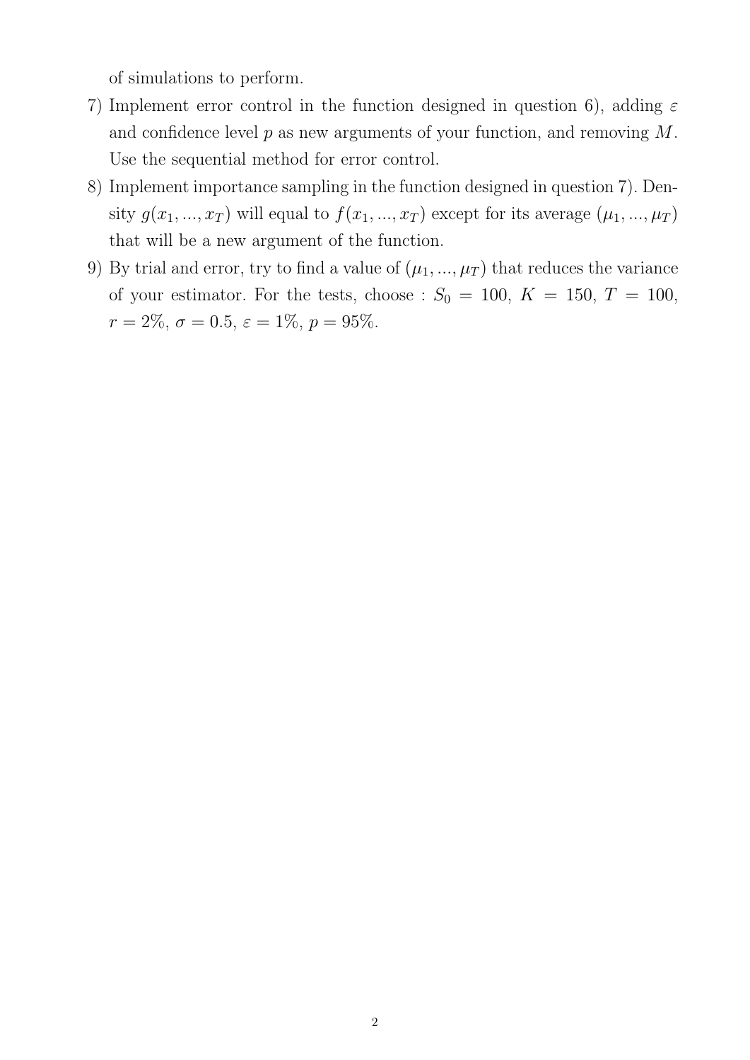of simulations to perform.

7) Implement error control in the function designed in question 6), adding $\varepsilon$ and confidence level $p$ as new arguments of your function, and removing $M$. Use the sequential method for error control.
8) Implement importance sampling in the function designed in question 7). Density $g(x_1, ..., x_T)$ will equal to $f(x_1, ..., x_T)$ except for its average $(\mu_1, ..., \mu_T)$ that will be a new argument of the function.
9) By trial and error, try to find a value of $(\mu_1, ..., \mu_T)$ that reduces the variance of your estimator. For the tests, choose : $S_0 = 100$, $K = 150$, $T = 100$, $r = 2\%$, $\sigma = 0.5$, $\varepsilon = 1\%$, $p = 95\%$.